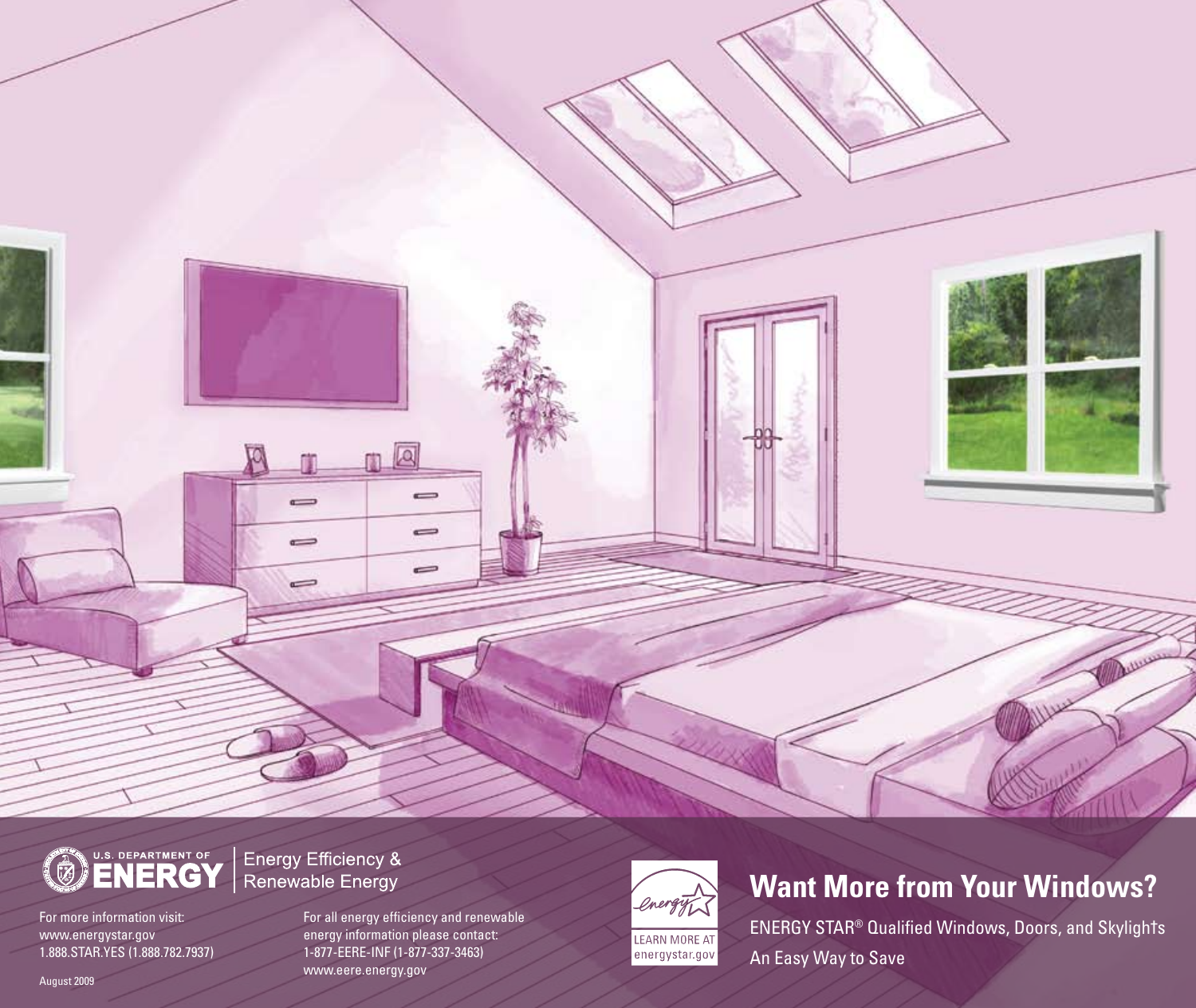# Want More from Your Windows?

ENERGY STAR® Qualified Windows, Doors, and Skylights

An Easy Way to Save

U.S. DEPARTMENT OF ENERGY | Energy Efficiency & Renewable Energy

For more information visit:
www.energystar.gov
1.888.STAR.YES (1.888.782.7937)

For all energy efficiency and renewable energy information please contact:
1-877-EERE-INF (1-877-337-3463)
www.eere.energy.gov

energy LEARN MORE AT energystar.gov

August 2009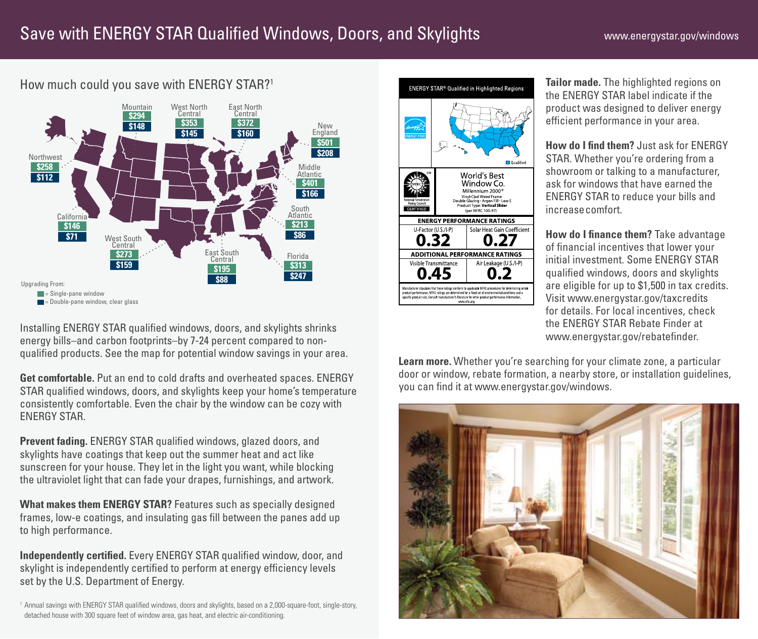# Save with ENERGY STAR Qualified Windows, Doors, and Skylights

www.energystar.gov/windows

## How much could you save with ENERGY STAR?[1]

Mountain
$294
$148

West North Central
$353
$145

East North Central
$372
$160

New England
$501
$208

Northwest
$258
$112

Middle Atlantic
$401
$166

California
$146
$71

South Atlantic
$213
$86

West South Central
$273
$159

East South Central
$195
$88

Florida
$313
$247

Upgrading From:
= Single-pane window
= Double-pane window, clear glass

Installing ENERGY STAR qualified windows, doors, and skylights shrinks energy bills–and carbon footprints–by 7-24 percent compared to non-qualified products. See the map for potential window savings in your area.

**Get comfortable.** Put an end to cold drafts and overheated spaces. ENERGY STAR qualified windows, doors, and skylights keep your home's temperature consistently comfortable. Even the chair by the window can be cozy with ENERGY STAR.

**Prevent fading.** ENERGY STAR qualified windows, glazed doors, and skylights have coatings that keep out the summer heat and act like sunscreen for your house. They let in the light you want, while blocking the ultraviolet light that can fade your drapes, furnishings, and artwork.

**What makes them ENERGY STAR?** Features such as specially designed frames, low-e coatings, and insulating gas fill between the panes add up to high performance.

**Independently certified.** Every ENERGY STAR qualified window, door, and skylight is independently certified to perform at energy efficiency levels set by the U.S. Department of Energy.

[1] Annual savings with ENERGY STAR qualified windows, doors and skylights, based on a 2,000-square-foot, single-story, detached house with 300 square feet of window area, gas heat, and electric air-conditioning.

ENERGY STAR® Qualified in Highlighted Regions

Qualified

National Fenestration Rating Council CERTIFIED

World's Best Window Co.
Millennium 2000+
Vinyl-Clad Wood Frame
Double Glazing • Argon Fill • Low E
Product Type: **Vertical Slider**
(per NFRC 100-97)

ENERGY PERFORMANCE RATINGS

U-Factor (U.S./I-P) 0.32
Solar Heat Gain Coefficient 0.27

ADDITIONAL PERFORMANCE RATINGS

Visible Transmittance 0.45
Air Leakage (U.S./I-P) 0.2

Manufacturer stipulates that these ratings conform to applicable NFRC procedures for determining whole product performance. NFRC ratings are determined for a fixed set of environmental conditions and a specific product size. Consult manufacturer's literature for other product performance information. www.nfrc.org

**Tailor made.** The highlighted regions on the ENERGY STAR label indicate if the product was designed to deliver energy efficient performance in your area.

**How do I find them?** Just ask for ENERGY STAR. Whether you're ordering from a showroom or talking to a manufacturer, ask for windows that have earned the ENERGY STAR to reduce your bills and increase comfort.

**How do I finance them?** Take advantage of financial incentives that lower your initial investment. Some ENERGY STAR qualified windows, doors and skylights are eligible for up to $1,500 in tax credits. Visit www.energystar.gov/taxcredits for details. For local incentives, check the ENERGY STAR Rebate Finder at www.energystar.gov/rebatefinder.

**Learn more.** Whether you're searching for your climate zone, a particular door or window, rebate formation, a nearby store, or installation guidelines, you can find it at www.energystar.gov/windows.